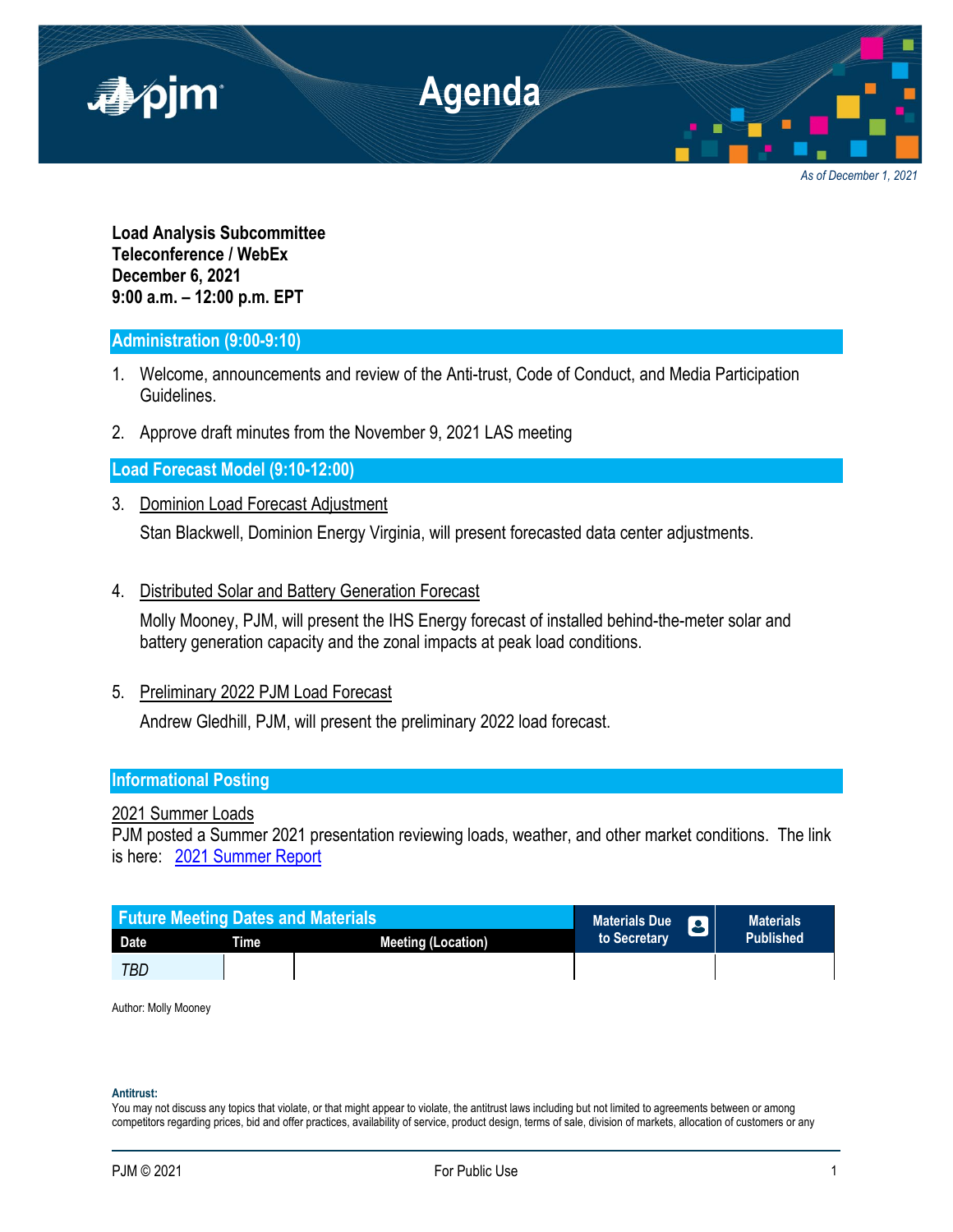# Agenda

*As of December 1, 2021*

**Load Analysis Subcommittee**
**Teleconference / WebEx**
**December 6, 2021**
**9:00 a.m. – 12:00 p.m. EPT**

## Administration (9:00-9:10)

1. Welcome, announcements and review of the Anti-trust, Code of Conduct, and Media Participation Guidelines.

2. Approve draft minutes from the November 9, 2021 LAS meeting

## Load Forecast Model (9:10-12:00)

3. Dominion Load Forecast Adjustment

   Stan Blackwell, Dominion Energy Virginia, will present forecasted data center adjustments.

4. Distributed Solar and Battery Generation Forecast

   Molly Mooney, PJM, will present the IHS Energy forecast of installed behind-the-meter solar and battery generation capacity and the zonal impacts at peak load conditions.

5. Preliminary 2022 PJM Load Forecast

   Andrew Gledhill, PJM, will present the preliminary 2022 load forecast.

## Informational Posting

2021 Summer Loads

PJM posted a Summer 2021 presentation reviewing loads, weather, and other market conditions. The link is here: 2021 Summer Report

| Future Meeting Dates and Materials | | | Materials Due to Secretary | Materials Published |
|---|---|---|---|---|
| Date | Time | Meeting (Location) | | |
| *TBD* | | | | |

Author: Molly Mooney

**Antitrust:**

You may not discuss any topics that violate, or that might appear to violate, the antitrust laws including but not limited to agreements between or among competitors regarding prices, bid and offer practices, availability of service, product design, terms of sale, division of markets, allocation of customers or any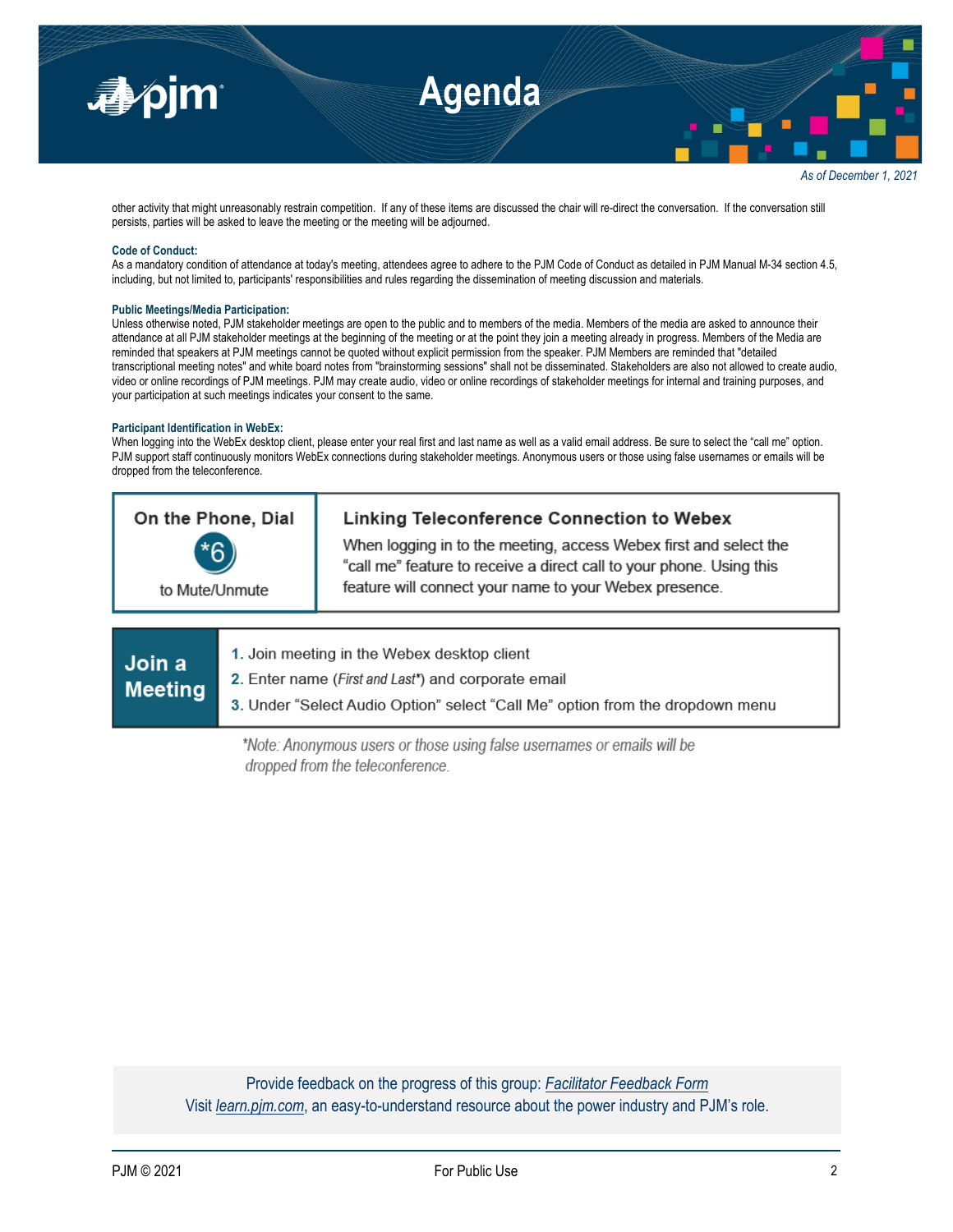other activity that might unreasonably restrain competition. If any of these items are discussed the chair will re-direct the conversation. If the conversation still persists, parties will be asked to leave the meeting or the meeting will be adjourned.

**Code of Conduct:**
As a mandatory condition of attendance at today's meeting, attendees agree to adhere to the PJM Code of Conduct as detailed in PJM Manual M-34 section 4.5, including, but not limited to, participants' responsibilities and rules regarding the dissemination of meeting discussion and materials.

**Public Meetings/Media Participation:**
Unless otherwise noted, PJM stakeholder meetings are open to the public and to members of the media. Members of the media are asked to announce their attendance at all PJM stakeholder meetings at the beginning of the meeting or at the point they join a meeting already in progress. Members of the Media are reminded that speakers at PJM meetings cannot be quoted without explicit permission from the speaker. PJM Members are reminded that "detailed transcriptional meeting notes" and white board notes from "brainstorming sessions" shall not be disseminated. Stakeholders are also not allowed to create audio, video or online recordings of PJM meetings. PJM may create audio, video or online recordings of stakeholder meetings for internal and training purposes, and your participation at such meetings indicates your consent to the same.

**Participant Identification in WebEx:**
When logging into the WebEx desktop client, please enter your real first and last name as well as a valid email address. Be sure to select the "call me" option. PJM support staff continuously monitors WebEx connections during stakeholder meetings. Anonymous users or those using false usernames or emails will be dropped from the teleconference.

| | |
|---|---|
| **On the Phone, Dial** *6 to Mute/Unmute | **Linking Teleconference Connection to Webex** When logging in to the meeting, access Webex first and select the "call me" feature to receive a direct call to your phone. Using this feature will connect your name to your Webex presence. |

| | |
|---|---|
| **Join a Meeting** | 1. Join meeting in the Webex desktop client<br>2. Enter name (*First and Last\**) and corporate email<br>3. Under "Select Audio Option" select "Call Me" option from the dropdown menu |

*\*Note: Anonymous users or those using false usernames or emails will be dropped from the teleconference.*

Provide feedback on the progress of this group: *Facilitator Feedback Form*
Visit *learn.pjm.com*, an easy-to-understand resource about the power industry and PJM's role.